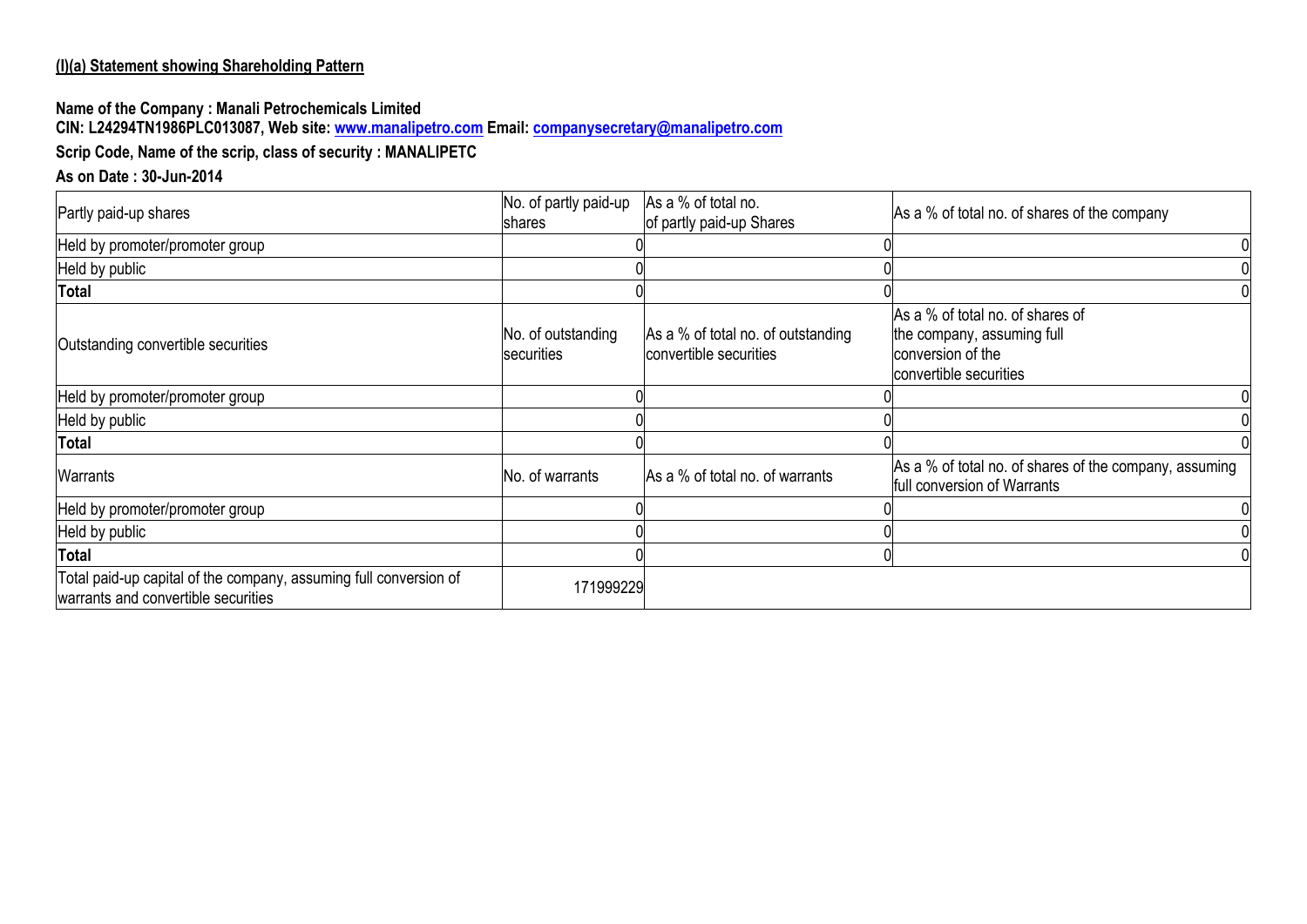**(I)(a) Statement showing Shareholding Pattern**

**Name of the Company : Manali Petrochemicals Limited**
**CIN: L24294TN1986PLC013087, Web site: www.manalipetro.com Email: companysecretary@manalipetro.com**

**Scrip Code, Name of the scrip, class of security : MANALIPETC**

**As on Date : 30-Jun-2014**

| Partly paid-up shares | No. of partly paid-up shares | As a % of total no. of partly paid-up Shares | As a % of total no. of shares of the company |
|---|---|---|---|
| Held by promoter/promoter group | 0 | 0 | 0 |
| Held by public | 0 | 0 | 0 |
| **Total** | 0 | 0 | 0 |
| Outstanding convertible securities | No. of outstanding securities | As a % of total no. of outstanding convertible securities | As a % of total no. of shares of the company, assuming full conversion of the convertible securities |
| Held by promoter/promoter group | 0 | 0 | 0 |
| Held by public | 0 | 0 | 0 |
| **Total** | 0 | 0 | 0 |
| Warrants | No. of warrants | As a % of total no. of warrants | As a % of total no. of shares of the company, assuming full conversion of Warrants |
| Held by promoter/promoter group | 0 | 0 | 0 |
| Held by public | 0 | 0 | 0 |
| **Total** | 0 | 0 | 0 |
| Total paid-up capital of the company, assuming full conversion of warrants and convertible securities | 171999229 | | |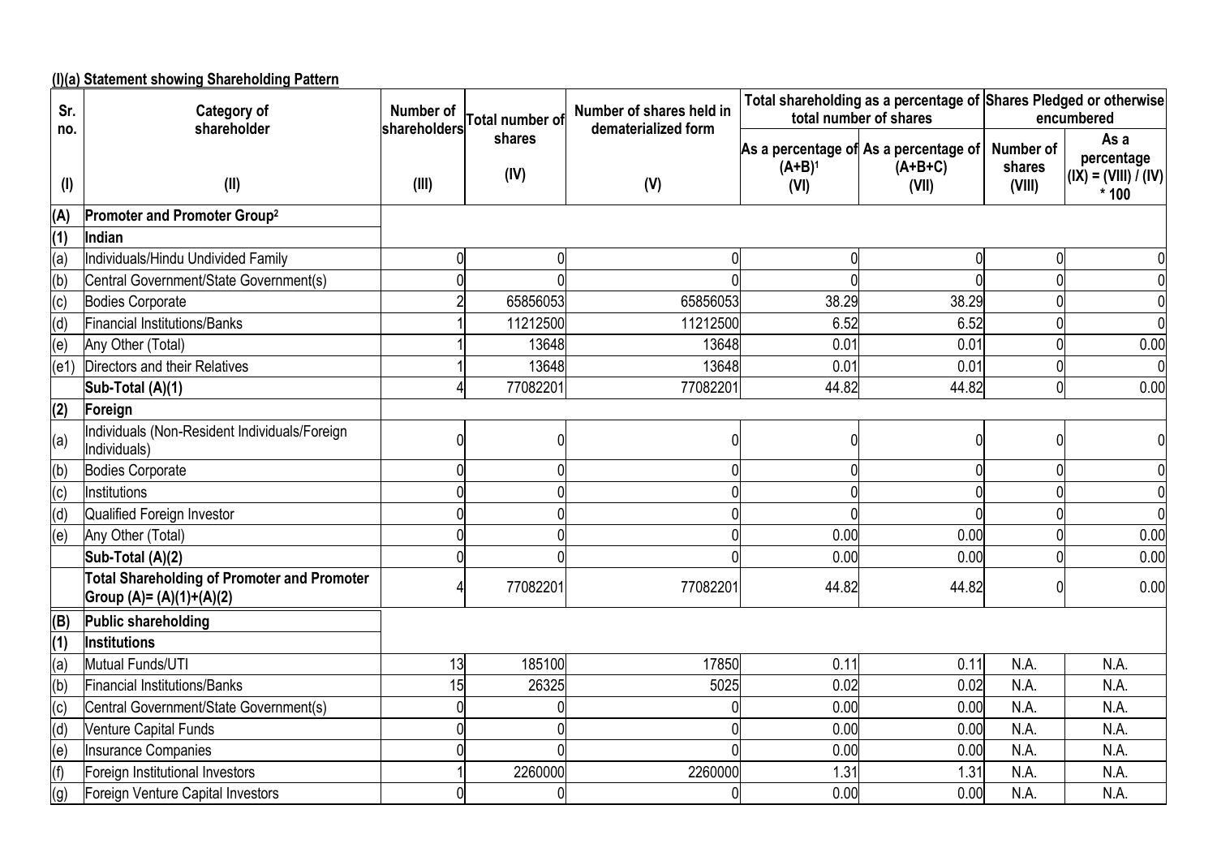**(I)(a) Statement showing Shareholding Pattern**

| Sr. no. | Category of shareholder | Number of shareholders | Total number of shares | Number of shares held in dematerialized form | Total shareholding as a percentage of total number of shares | | Shares Pledged or otherwise encumbered | |
|---|---|---|---|---|---|---|---|---|
| | | | | | As a percentage of (A+B)[1] | As a percentage of (A+B+C) | Number of shares | As a percentage |
| (I) | (II) | (III) | (IV) | (V) | (VI) | (VII) | (VIII) | (IX) = (VIII) / (IV) * 100 |
| (A) | Promoter and Promoter Group[2] | | | | | | | |
| (1) | Indian | | | | | | | |
| (a) | Individuals/Hindu Undivided Family | 0 | 0 | 0 | 0 | 0 | 0 | 0 |
| (b) | Central Government/State Government(s) | 0 | 0 | 0 | 0 | 0 | 0 | 0 |
| (c) | Bodies Corporate | 2 | 65856053 | 65856053 | 38.29 | 38.29 | 0 | 0 |
| (d) | Financial Institutions/Banks | 1 | 11212500 | 11212500 | 6.52 | 6.52 | 0 | 0 |
| (e) | Any Other (Total) | 1 | 13648 | 13648 | 0.01 | 0.01 | 0 | 0.00 |
| (e1) | Directors and their Relatives | 1 | 13648 | 13648 | 0.01 | 0.01 | 0 | 0 |
| | Sub-Total (A)(1) | 4 | 77082201 | 77082201 | 44.82 | 44.82 | 0 | 0.00 |
| (2) | Foreign | | | | | | | |
| (a) | Individuals (Non-Resident Individuals/Foreign Individuals) | 0 | 0 | 0 | 0 | 0 | 0 | 0 |
| (b) | Bodies Corporate | 0 | 0 | 0 | 0 | 0 | 0 | 0 |
| (c) | Institutions | 0 | 0 | 0 | 0 | 0 | 0 | 0 |
| (d) | Qualified Foreign Investor | 0 | 0 | 0 | 0 | 0 | 0 | 0 |
| (e) | Any Other (Total) | 0 | 0 | 0 | 0.00 | 0.00 | 0 | 0.00 |
| | Sub-Total (A)(2) | 0 | 0 | 0 | 0.00 | 0.00 | 0 | 0.00 |
| | Total Shareholding of Promoter and Promoter Group (A)= (A)(1)+(A)(2) | 4 | 77082201 | 77082201 | 44.82 | 44.82 | 0 | 0.00 |
| (B) | Public shareholding | | | | | | | |
| (1) | Institutions | | | | | | | |
| (a) | Mutual Funds/UTI | 13 | 185100 | 17850 | 0.11 | 0.11 | N.A. | N.A. |
| (b) | Financial Institutions/Banks | 15 | 26325 | 5025 | 0.02 | 0.02 | N.A. | N.A. |
| (c) | Central Government/State Government(s) | 0 | 0 | 0 | 0.00 | 0.00 | N.A. | N.A. |
| (d) | Venture Capital Funds | 0 | 0 | 0 | 0.00 | 0.00 | N.A. | N.A. |
| (e) | Insurance Companies | 0 | 0 | 0 | 0.00 | 0.00 | N.A. | N.A. |
| (f) | Foreign Institutional Investors | 1 | 2260000 | 2260000 | 1.31 | 1.31 | N.A. | N.A. |
| (g) | Foreign Venture Capital Investors | 0 | 0 | 0 | 0.00 | 0.00 | N.A. | N.A. |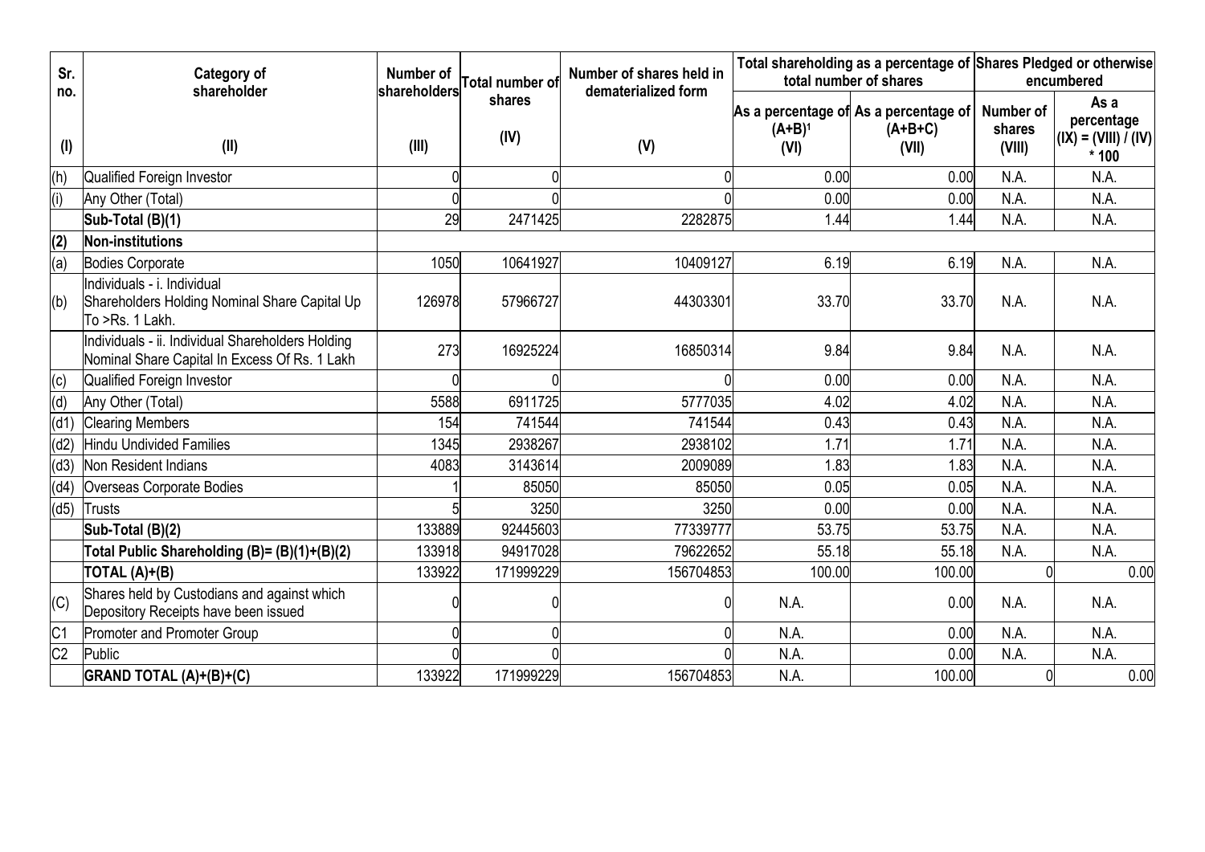| Sr. no. | Category of shareholder | Number of shareholders | Total number of shares | Number of shares held in dematerialized form | Total shareholding as a percentage of total number of shares | | Shares Pledged or otherwise encumbered | |
|---|---|---|---|---|---|---|---|---|
| | | | | | As a percentage of (A+B)[1] | As a percentage of (A+B+C) | Number of shares | As a percentage (IX) = (VIII) / (IV) * 100 |
| (I) | (II) | (III) | (IV) | (V) | (VI) | (VII) | (VIII) | |
| (h) | Qualified Foreign Investor | 0 | 0 | 0 | 0.00 | 0.00 | N.A. | N.A. |
| (i) | Any Other (Total) | 0 | 0 | 0 | 0.00 | 0.00 | N.A. | N.A. |
| | **Sub-Total (B)(1)** | 29 | 2471425 | 2282875 | 1.44 | 1.44 | N.A. | N.A. |
| **(2)** | **Non-institutions** | | | | | | | |
| (a) | Bodies Corporate | 1050 | 10641927 | 10409127 | 6.19 | 6.19 | N.A. | N.A. |
| (b) | Individuals - i. Individual Shareholders Holding Nominal Share Capital Up To >Rs. 1 Lakh. | 126978 | 57966727 | 44303301 | 33.70 | 33.70 | N.A. | N.A. |
| | Individuals - ii. Individual Shareholders Holding Nominal Share Capital In Excess Of Rs. 1 Lakh | 273 | 16925224 | 16850314 | 9.84 | 9.84 | N.A. | N.A. |
| (c) | Qualified Foreign Investor | 0 | 0 | 0 | 0.00 | 0.00 | N.A. | N.A. |
| (d) | Any Other (Total) | 5588 | 6911725 | 5777035 | 4.02 | 4.02 | N.A. | N.A. |
| (d1) | Clearing Members | 154 | 741544 | 741544 | 0.43 | 0.43 | N.A. | N.A. |
| (d2) | Hindu Undivided Families | 1345 | 2938267 | 2938102 | 1.71 | 1.71 | N.A. | N.A. |
| (d3) | Non Resident Indians | 4083 | 3143614 | 2009089 | 1.83 | 1.83 | N.A. | N.A. |
| (d4) | Overseas Corporate Bodies | 1 | 85050 | 85050 | 0.05 | 0.05 | N.A. | N.A. |
| (d5) | Trusts | 5 | 3250 | 3250 | 0.00 | 0.00 | N.A. | N.A. |
| | **Sub-Total (B)(2)** | 133889 | 92445603 | 77339777 | 53.75 | 53.75 | N.A. | N.A. |
| | **Total Public Shareholding (B)= (B)(1)+(B)(2)** | 133918 | 94917028 | 79622652 | 55.18 | 55.18 | N.A. | N.A. |
| | **TOTAL (A)+(B)** | 133922 | 171999229 | 156704853 | 100.00 | 100.00 | 0 | 0.00 |
| (C) | Shares held by Custodians and against which Depository Receipts have been issued | 0 | 0 | 0 | N.A. | 0.00 | N.A. | N.A. |
| C1 | Promoter and Promoter Group | 0 | 0 | 0 | N.A. | 0.00 | N.A. | N.A. |
| C2 | Public | 0 | 0 | 0 | N.A. | 0.00 | N.A. | N.A. |
| | **GRAND TOTAL (A)+(B)+(C)** | 133922 | 171999229 | 156704853 | N.A. | 100.00 | 0 | 0.00 |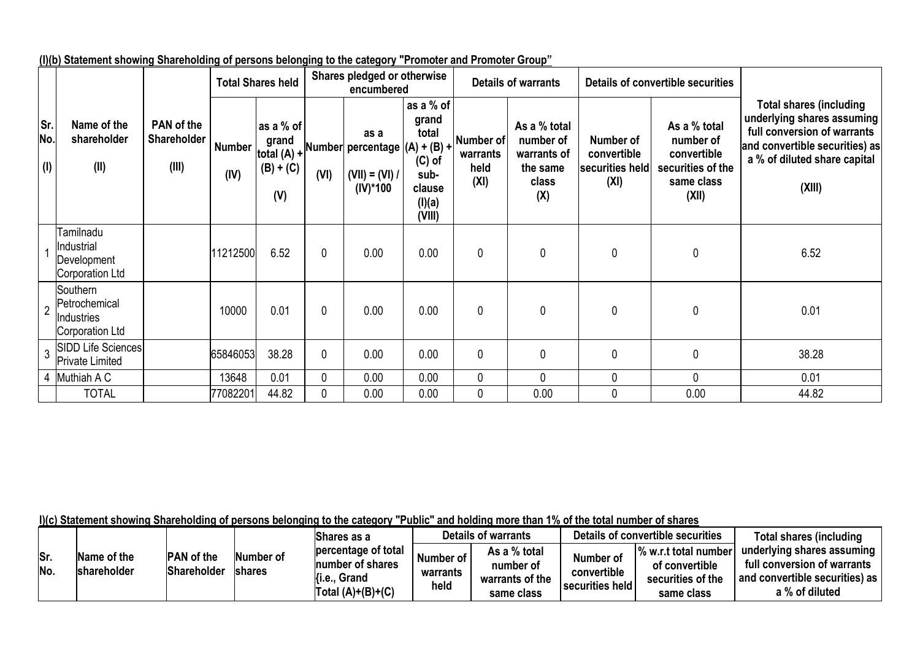**(I)(b) Statement showing Shareholding of persons belonging to the category "Promoter and Promoter Group"**

| Sr. No. (I) | Name of the shareholder (II) | PAN of the Shareholder (III) | Total Shares held | | Shares pledged or otherwise encumbered | | | Details of warrants | | Details of convertible securities | | Total shares (including underlying shares assuming full conversion of warrants and convertible securities) as a % of diluted share capital (XIII) |
|---|---|---|---|---|---|---|---|---|---|---|---|---|
| | | | Number (IV) | as a % of grand total (A) + (B) + (C) (V) | Number (VI) | as a percentage (VII) = (VI) / (IV)*100 | as a % of grand total (A) + (B) + (C) of sub-clause (I)(a) (VIII) | Number of warrants held (XI) | As a % total number of warrants of the same class (X) | Number of convertible securities held (XI) | As a % total number of convertible securities of the same class (XII) | |
| 1 | Tamilnadu Industrial Development Corporation Ltd | | 11212500 | 6.52 | 0 | 0.00 | 0.00 | 0 | 0 | 0 | 0 | 6.52 |
| 2 | Southern Petrochemical Industries Corporation Ltd | | 10000 | 0.01 | 0 | 0.00 | 0.00 | 0 | 0 | 0 | 0 | 0.01 |
| 3 | SIDD Life Sciences Private Limited | | 65846053 | 38.28 | 0 | 0.00 | 0.00 | 0 | 0 | 0 | 0 | 38.28 |
| 4 | Muthiah A C | | 13648 | 0.01 | 0 | 0.00 | 0.00 | 0 | 0 | 0 | 0 | 0.01 |
| | TOTAL | | 77082201 | 44.82 | 0 | 0.00 | 0.00 | 0 | 0.00 | 0 | 0.00 | 44.82 |

**I)(c) Statement showing Shareholding of persons belonging to the category "Public" and holding more than 1% of the total number of shares**

| Sr. No. | Name of the shareholder | PAN of the Shareholder | Number of shares | Shares as a percentage of total number of shares {i.e., Grand Total (A)+(B)+(C) | Details of warrants | | Details of convertible securities | | Total shares (including underlying shares assuming full conversion of warrants and convertible securities) as a % of diluted |
|---|---|---|---|---|---|---|---|---|---|
| | | | | | Number of warrants held | As a % total number of warrants of the same class | Number of convertible securities held | % w.r.t total number of convertible securities of the same class | |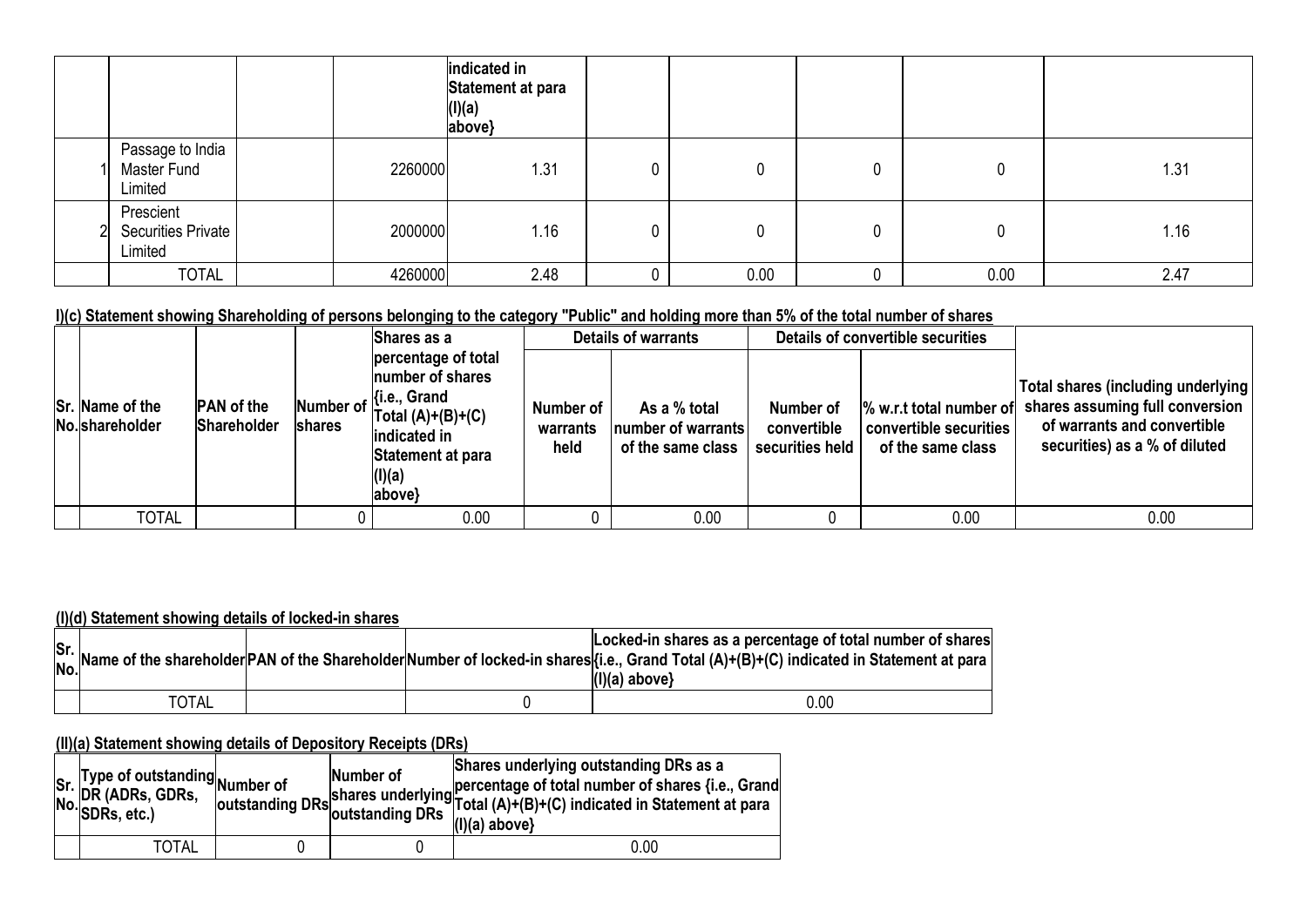| | | | | indicated in Statement at para (I)(a) above} | | | | | |
|---|---|---|---|---|---|---|---|---|---|
| 1 | Passage to India Master Fund Limited | | 2260000 | 1.31 | 0 | 0 | 0 | 0 | 1.31 |
| 2 | Prescient Securities Private Limited | | 2000000 | 1.16 | 0 | 0 | 0 | 0 | 1.16 |
| | TOTAL | | 4260000 | 2.48 | 0 | 0.00 | 0 | 0.00 | 2.47 |

**I)(c) Statement showing Shareholding of persons belonging to the category "Public" and holding more than 5% of the total number of shares**

| Sr. No. | Name of the shareholder | PAN of the Shareholder | Number of shares | Shares as a percentage of total number of shares {i.e., Grand Total (A)+(B)+(C) indicated in Statement at para (I)(a) above} | Details of warrants | | Details of convertible securities | | Total shares (including underlying shares assuming full conversion of warrants and convertible securities) as a % of diluted |
|---|---|---|---|---|---|---|---|---|---|
| | | | | | Number of warrants held | As a % total number of warrants of the same class | Number of convertible securities held | % w.r.t total number of convertible securities of the same class | |
| | TOTAL | | 0 | 0.00 | 0 | 0.00 | 0 | 0.00 | 0.00 |

**(I)(d) Statement showing details of locked-in shares**

| Sr. No. | Name of the shareholder | PAN of the Shareholder | Number of locked-in shares | Locked-in shares as a percentage of total number of shares {i.e., Grand Total (A)+(B)+(C) indicated in Statement at para (I)(a) above} |
|---|---|---|---|---|
| | TOTAL | | 0 | 0.00 |

**(II)(a) Statement showing details of Depository Receipts (DRs)**

| Sr. No. | Type of outstanding DR (ADRs, GDRs, SDRs, etc.) | Number of outstanding DRs | Number of shares underlying outstanding DRs | Shares underlying outstanding DRs as a percentage of total number of shares {i.e., Grand Total (A)+(B)+(C) indicated in Statement at para (I)(a) above} |
|---|---|---|---|---|
| | TOTAL | 0 | 0 | 0.00 |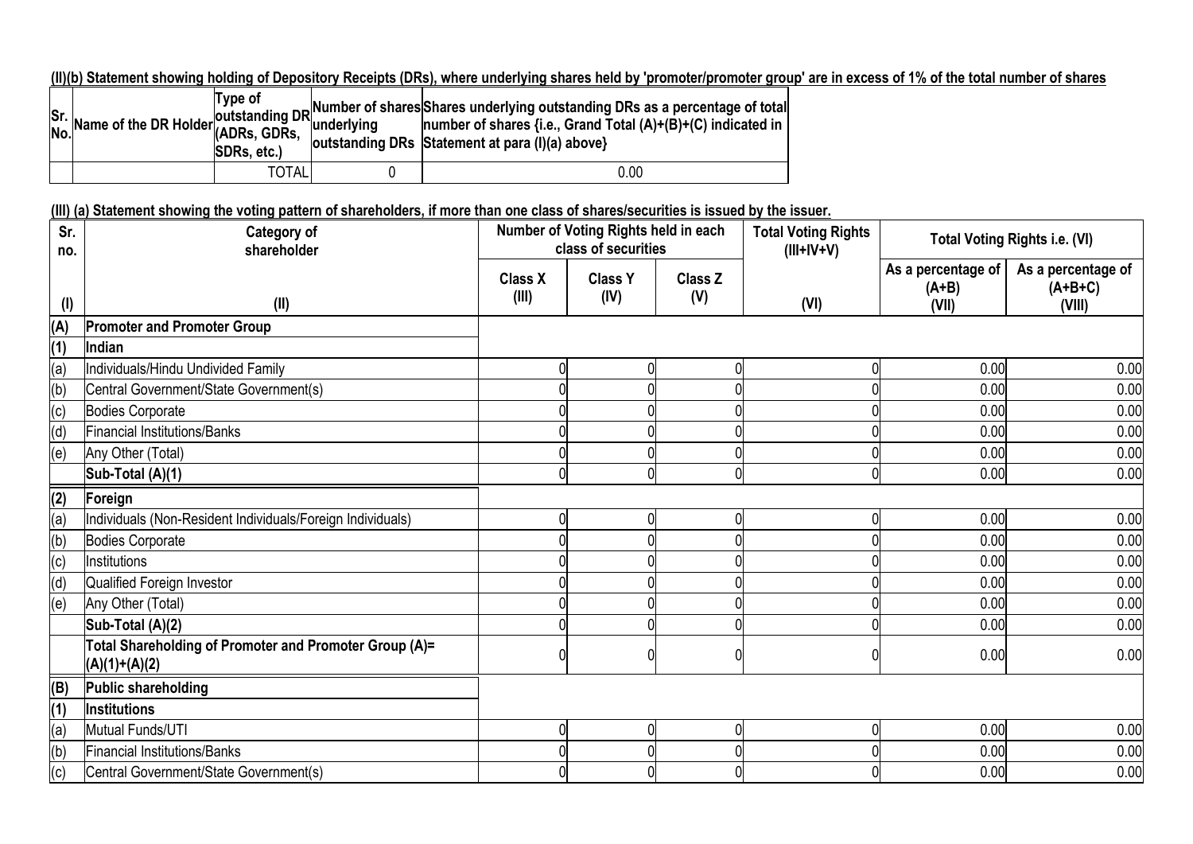**(II)(b) Statement showing holding of Depository Receipts (DRs), where underlying shares held by 'promoter/promoter group' are in excess of 1% of the total number of shares**

| Sr. No. | Name of the DR Holder | Type of outstanding DR (ADRs, GDRs, SDRs, etc.) | Number of shares underlying outstanding DRs | Shares underlying outstanding DRs as a percentage of total number of shares {i.e., Grand Total (A)+(B)+(C) indicated in Statement at para (I)(a) above} |
|---|---|---|---|---|
| | | TOTAL | 0 | 0.00 |

**(III) (a) Statement showing the voting pattern of shareholders, if more than one class of shares/securities is issued by the issuer.**

| Sr. no. | Category of shareholder | Number of Voting Rights held in each class of securities | | | Total Voting Rights (III+IV+V) | Total Voting Rights i.e. (VI) | |
|---|---|---|---|---|---|---|---|
| | | Class X (III) | Class Y (IV) | Class Z (V) | | As a percentage of (A+B) (VII) | As a percentage of (A+B+C) (VIII) |
| (I) | (II) | | | | (VI) | | |
| **(A)** | **Promoter and Promoter Group** | | | | | | |
| **(1)** | **Indian** | | | | | | |
| (a) | Individuals/Hindu Undivided Family | 0 | 0 | 0 | 0 | 0.00 | 0.00 |
| (b) | Central Government/State Government(s) | 0 | 0 | 0 | 0 | 0.00 | 0.00 |
| (c) | Bodies Corporate | 0 | 0 | 0 | 0 | 0.00 | 0.00 |
| (d) | Financial Institutions/Banks | 0 | 0 | 0 | 0 | 0.00 | 0.00 |
| (e) | Any Other (Total) | 0 | 0 | 0 | 0 | 0.00 | 0.00 |
| | **Sub-Total (A)(1)** | 0 | 0 | 0 | 0 | 0.00 | 0.00 |
| **(2)** | **Foreign** | | | | | | |
| (a) | Individuals (Non-Resident Individuals/Foreign Individuals) | 0 | 0 | 0 | 0 | 0.00 | 0.00 |
| (b) | Bodies Corporate | 0 | 0 | 0 | 0 | 0.00 | 0.00 |
| (c) | Institutions | 0 | 0 | 0 | 0 | 0.00 | 0.00 |
| (d) | Qualified Foreign Investor | 0 | 0 | 0 | 0 | 0.00 | 0.00 |
| (e) | Any Other (Total) | 0 | 0 | 0 | 0 | 0.00 | 0.00 |
| | **Sub-Total (A)(2)** | 0 | 0 | 0 | 0 | 0.00 | 0.00 |
| | **Total Shareholding of Promoter and Promoter Group (A)= (A)(1)+(A)(2)** | 0 | 0 | 0 | 0 | 0.00 | 0.00 |
| **(B)** | **Public shareholding** | | | | | | |
| **(1)** | **Institutions** | | | | | | |
| (a) | Mutual Funds/UTI | 0 | 0 | 0 | 0 | 0.00 | 0.00 |
| (b) | Financial Institutions/Banks | 0 | 0 | 0 | 0 | 0.00 | 0.00 |
| (c) | Central Government/State Government(s) | 0 | 0 | 0 | 0 | 0.00 | 0.00 |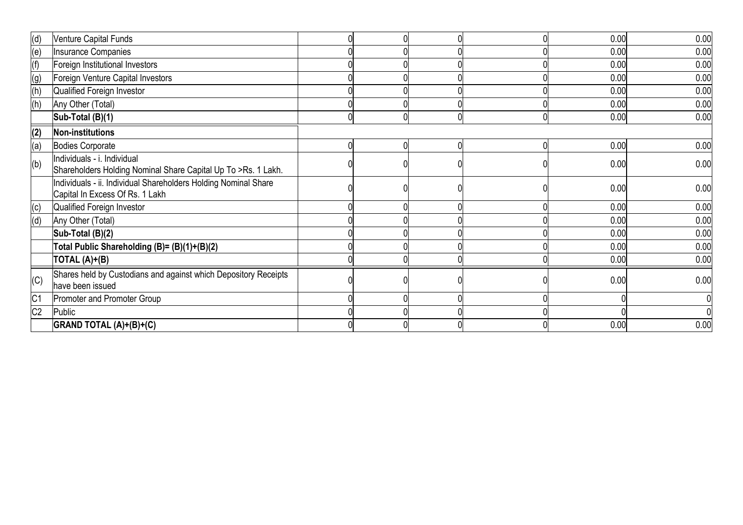| | | | | | | | |
|---|---|---|---|---|---|---|---|
| (d) | Venture Capital Funds | 0 | 0 | 0 | 0 | 0.00 | 0.00 |
| (e) | Insurance Companies | 0 | 0 | 0 | 0 | 0.00 | 0.00 |
| (f) | Foreign Institutional Investors | 0 | 0 | 0 | 0 | 0.00 | 0.00 |
| (g) | Foreign Venture Capital Investors | 0 | 0 | 0 | 0 | 0.00 | 0.00 |
| (h) | Qualified Foreign Investor | 0 | 0 | 0 | 0 | 0.00 | 0.00 |
| (h) | Any Other (Total) | 0 | 0 | 0 | 0 | 0.00 | 0.00 |
| | **Sub-Total (B)(1)** | 0 | 0 | 0 | 0 | 0.00 | 0.00 |
| **(2)** | **Non-institutions** | | | | | | |
| (a) | Bodies Corporate | 0 | 0 | 0 | 0 | 0.00 | 0.00 |
| (b) | Individuals - i. Individual Shareholders Holding Nominal Share Capital Up To >Rs. 1 Lakh. | 0 | 0 | 0 | 0 | 0.00 | 0.00 |
| | Individuals - ii. Individual Shareholders Holding Nominal Share Capital In Excess Of Rs. 1 Lakh | 0 | 0 | 0 | 0 | 0.00 | 0.00 |
| (c) | Qualified Foreign Investor | 0 | 0 | 0 | 0 | 0.00 | 0.00 |
| (d) | Any Other (Total) | 0 | 0 | 0 | 0 | 0.00 | 0.00 |
| | **Sub-Total (B)(2)** | 0 | 0 | 0 | 0 | 0.00 | 0.00 |
| | **Total Public Shareholding (B)= (B)(1)+(B)(2)** | 0 | 0 | 0 | 0 | 0.00 | 0.00 |
| | **TOTAL (A)+(B)** | 0 | 0 | 0 | 0 | 0.00 | 0.00 |
| (C) | Shares held by Custodians and against which Depository Receipts have been issued | 0 | 0 | 0 | 0 | 0.00 | 0.00 |
| C1 | Promoter and Promoter Group | 0 | 0 | 0 | 0 | 0 | 0 |
| C2 | Public | 0 | 0 | 0 | 0 | 0 | 0 |
| | **GRAND TOTAL (A)+(B)+(C)** | 0 | 0 | 0 | 0 | 0.00 | 0.00 |